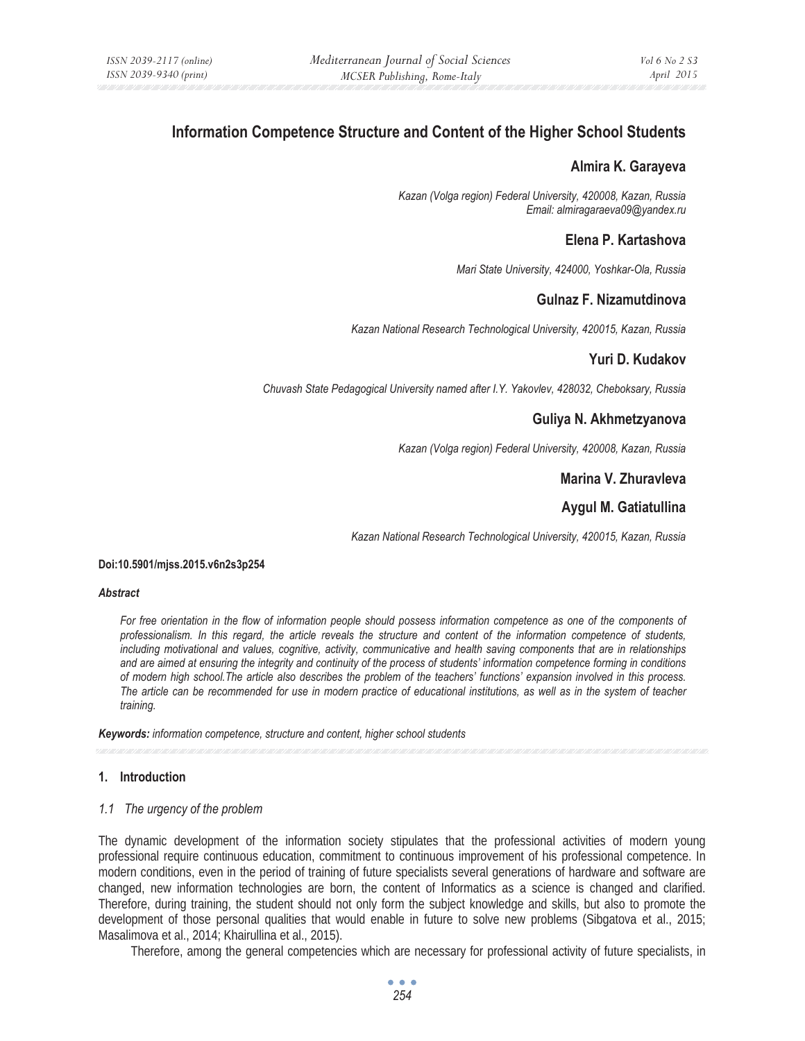# Information Competence Structure and Content of the Higher School Students

## Almira K. Garayeva

*Kazan (Volga region) Federal University, 420008, Kazan, Russia*
*Email: almiragaraeva09@yandex.ru*

## Elena P. Kartashova

*Mari State University, 424000, Yoshkar-Ola, Russia*

## Gulnaz F. Nizamutdinova

*Kazan National Research Technological University, 420015, Kazan, Russia*

## Yuri D. Kudakov

*Chuvash State Pedagogical University named after I.Y. Yakovlev, 428032, Cheboksary, Russia*

## Guliya N. Akhmetzyanova

*Kazan (Volga region) Federal University, 420008, Kazan, Russia*

## Marina V. Zhuravleva

## Aygul M. Gatiatullina

*Kazan National Research Technological University, 420015, Kazan, Russia*

**Doi:10.5901/mjss.2015.v6n2s3p254**

***Abstract***

*For free orientation in the flow of information people should possess information competence as one of the components of professionalism. In this regard, the article reveals the structure and content of the information competence of students, including motivational and values, cognitive, activity, communicative and health saving components that are in relationships and are aimed at ensuring the integrity and continuity of the process of students' information competence forming in conditions of modern high school.The article also describes the problem of the teachers' functions' expansion involved in this process. The article can be recommended for use in modern practice of educational institutions, as well as in the system of teacher training.*

***Keywords:*** *information competence, structure and content, higher school students*

## 1. Introduction

### *1.1 The urgency of the problem*

The dynamic development of the information society stipulates that the professional activities of modern young professional require continuous education, commitment to continuous improvement of his professional competence. In modern conditions, even in the period of training of future specialists several generations of hardware and software are changed, new information technologies are born, the content of Informatics as a science is changed and clarified. Therefore, during training, the student should not only form the subject knowledge and skills, but also to promote the development of those personal qualities that would enable in future to solve new problems (Sibgatova et al., 2015; Masalimova et al., 2014; Khairullina et al., 2015).

Therefore, among the general competencies which are necessary for professional activity of future specialists, in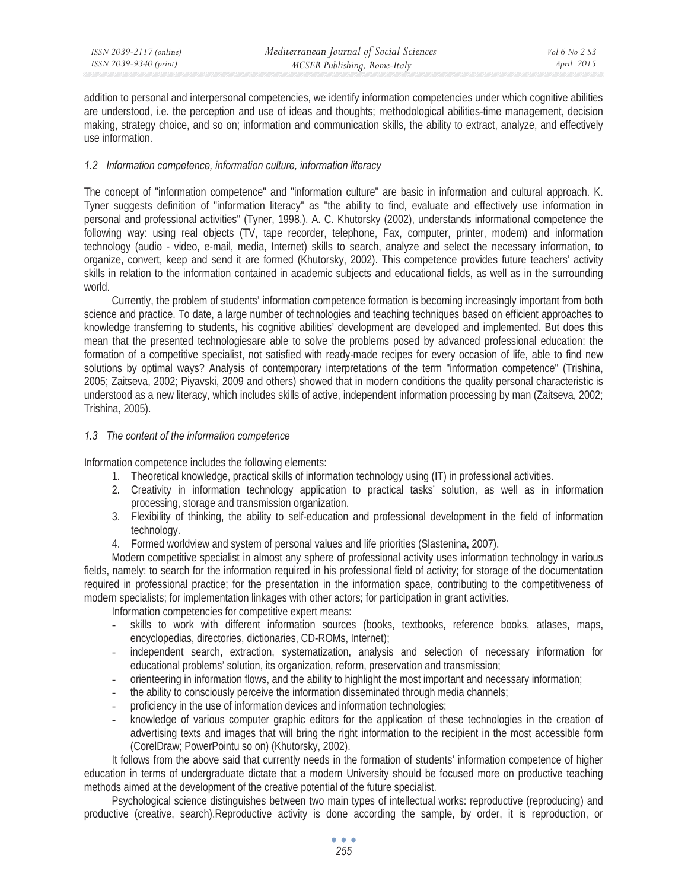addition to personal and interpersonal competencies, we identify information competencies under which cognitive abilities are understood, i.e. the perception and use of ideas and thoughts; methodological abilities-time management, decision making, strategy choice, and so on; information and communication skills, the ability to extract, analyze, and effectively use information.

### *1.2 Information competence, information culture, information literacy*

The concept of "information competence" and "information culture" are basic in information and cultural approach. K. Tyner suggests definition of "information literacy" as "the ability to find, evaluate and effectively use information in personal and professional activities" (Tyner, 1998.). A. C. Khutorsky (2002), understands informational competence the following way: using real objects (TV, tape recorder, telephone, Fax, computer, printer, modem) and information technology (audio - video, e-mail, media, Internet) skills to search, analyze and select the necessary information, to organize, convert, keep and send it are formed (Khutorsky, 2002). This competence provides future teachers' activity skills in relation to the information contained in academic subjects and educational fields, as well as in the surrounding world.

Currently, the problem of students' information competence formation is becoming increasingly important from both science and practice. To date, a large number of technologies and teaching techniques based on efficient approaches to knowledge transferring to students, his cognitive abilities' development are developed and implemented. But does this mean that the presented technologiesare able to solve the problems posed by advanced professional education: the formation of a competitive specialist, not satisfied with ready-made recipes for every occasion of life, able to find new solutions by optimal ways? Analysis of contemporary interpretations of the term "information competence" (Trishina, 2005; Zaitseva, 2002; Piyavski, 2009 and others) showed that in modern conditions the quality personal characteristic is understood as a new literacy, which includes skills of active, independent information processing by man (Zaitseva, 2002; Trishina, 2005).

### *1.3 The content of the information competence*

Information competence includes the following elements:

1. Theoretical knowledge, practical skills of information technology using (IT) in professional activities.
2. Creativity in information technology application to practical tasks' solution, as well as in information processing, storage and transmission organization.
3. Flexibility of thinking, the ability to self-education and professional development in the field of information technology.
4. Formed worldview and system of personal values and life priorities (Slastenina, 2007).

Modern competitive specialist in almost any sphere of professional activity uses information technology in various fields, namely: to search for the information required in his professional field of activity; for storage of the documentation required in professional practice; for the presentation in the information space, contributing to the competitiveness of modern specialists; for implementation linkages with other actors; for participation in grant activities.

Information competencies for competitive expert means:

- skills to work with different information sources (books, textbooks, reference books, atlases, maps, encyclopedias, directories, dictionaries, CD-ROMs, Internet);
- independent search, extraction, systematization, analysis and selection of necessary information for educational problems' solution, its organization, reform, preservation and transmission;
- orienteering in information flows, and the ability to highlight the most important and necessary information;
- the ability to consciously perceive the information disseminated through media channels;
- proficiency in the use of information devices and information technologies;
- knowledge of various computer graphic editors for the application of these technologies in the creation of advertising texts and images that will bring the right information to the recipient in the most accessible form (CorelDraw; PowerPointu so on) (Khutorsky, 2002).

It follows from the above said that currently needs in the formation of students' information competence of higher education in terms of undergraduate dictate that a modern University should be focused more on productive teaching methods aimed at the development of the creative potential of the future specialist.

Psychological science distinguishes between two main types of intellectual works: reproductive (reproducing) and productive (creative, search).Reproductive activity is done according the sample, by order, it is reproduction, or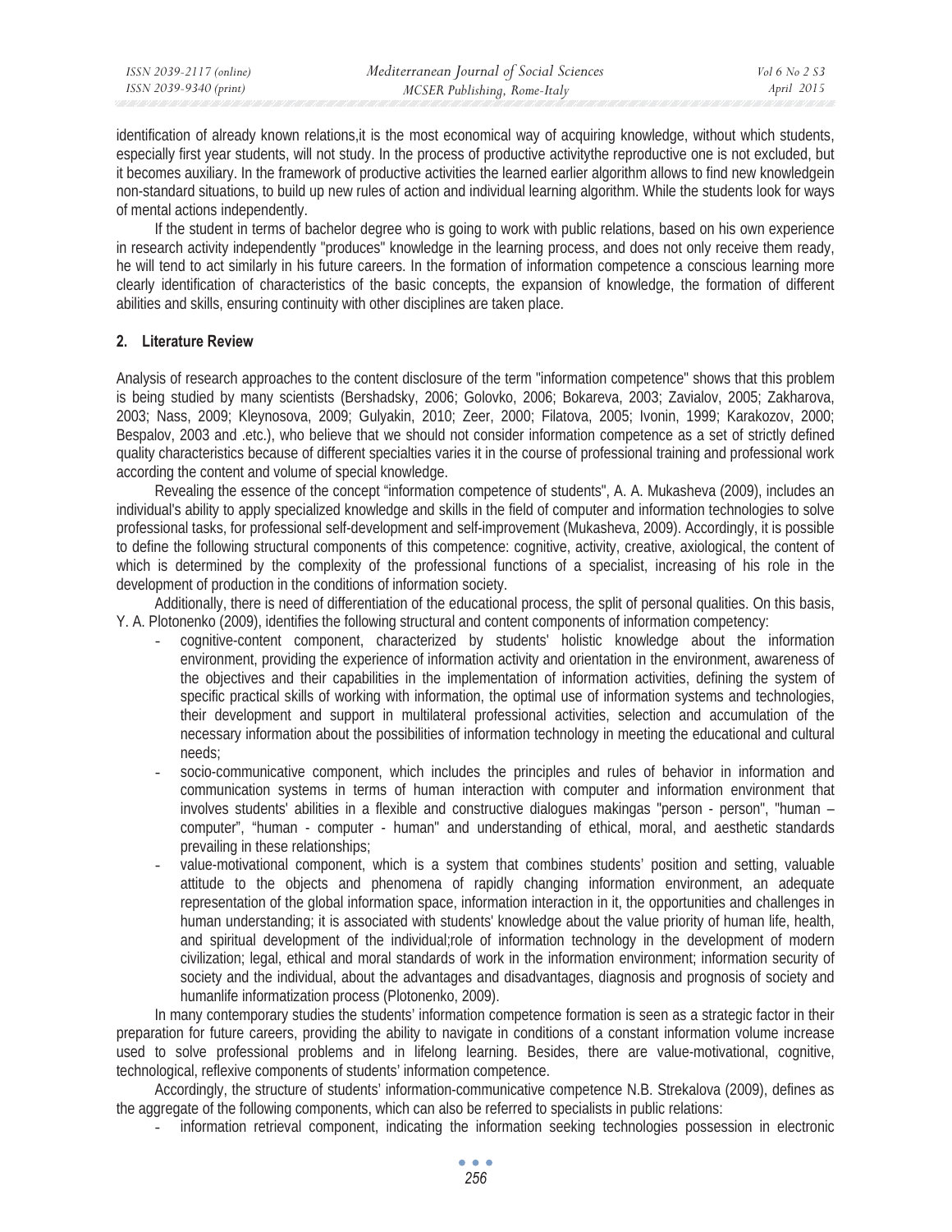identification of already known relations,it is the most economical way of acquiring knowledge, without which students, especially first year students, will not study. In the process of productive activitythe reproductive one is not excluded, but it becomes auxiliary. In the framework of productive activities the learned earlier algorithm allows to find new knowledgein non-standard situations, to build up new rules of action and individual learning algorithm. While the students look for ways of mental actions independently.

If the student in terms of bachelor degree who is going to work with public relations, based on his own experience in research activity independently "produces" knowledge in the learning process, and does not only receive them ready, he will tend to act similarly in his future careers. In the formation of information competence a conscious learning more clearly identification of characteristics of the basic concepts, the expansion of knowledge, the formation of different abilities and skills, ensuring continuity with other disciplines are taken place.

## 2. Literature Review

Analysis of research approaches to the content disclosure of the term "information competence" shows that this problem is being studied by many scientists (Bershadsky, 2006; Golovko, 2006; Bokareva, 2003; Zavialov, 2005; Zakharova, 2003; Nass, 2009; Kleynosova, 2009; Gulyakin, 2010; Zeer, 2000; Filatova, 2005; Ivonin, 1999; Karakozov, 2000; Bespalov, 2003 and .etc.), who believe that we should not consider information competence as a set of strictly defined quality characteristics because of different specialties varies it in the course of professional training and professional work according the content and volume of special knowledge.

Revealing the essence of the concept "information competence of students", A. A. Mukasheva (2009), includes an individual's ability to apply specialized knowledge and skills in the field of computer and information technologies to solve professional tasks, for professional self-development and self-improvement (Mukasheva, 2009). Accordingly, it is possible to define the following structural components of this competence: cognitive, activity, creative, axiological, the content of which is determined by the complexity of the professional functions of a specialist, increasing of his role in the development of production in the conditions of information society.

Additionally, there is need of differentiation of the educational process, the split of personal qualities. On this basis, Y. A. Plotonenko (2009), identifies the following structural and content components of information competency:

- cognitive-content component, characterized by students' holistic knowledge about the information environment, providing the experience of information activity and orientation in the environment, awareness of the objectives and their capabilities in the implementation of information activities, defining the system of specific practical skills of working with information, the optimal use of information systems and technologies, their development and support in multilateral professional activities, selection and accumulation of the necessary information about the possibilities of information technology in meeting the educational and cultural needs;
- socio-communicative component, which includes the principles and rules of behavior in information and communication systems in terms of human interaction with computer and information environment that involves students' abilities in a flexible and constructive dialogues makingas "person - person", "human – computer", "human - computer - human" and understanding of ethical, moral, and aesthetic standards prevailing in these relationships;
- value-motivational component, which is a system that combines students' position and setting, valuable attitude to the objects and phenomena of rapidly changing information environment, an adequate representation of the global information space, information interaction in it, the opportunities and challenges in human understanding; it is associated with students' knowledge about the value priority of human life, health, and spiritual development of the individual;role of information technology in the development of modern civilization; legal, ethical and moral standards of work in the information environment; information security of society and the individual, about the advantages and disadvantages, diagnosis and prognosis of society and humanlife informatization process (Plotonenko, 2009).

In many contemporary studies the students' information competence formation is seen as a strategic factor in their preparation for future careers, providing the ability to navigate in conditions of a constant information volume increase used to solve professional problems and in lifelong learning. Besides, there are value-motivational, cognitive, technological, reflexive components of students' information competence.

Accordingly, the structure of students' information-communicative competence N.B. Strekalova (2009), defines as the aggregate of the following components, which can also be referred to specialists in public relations:

- information retrieval component, indicating the information seeking technologies possession in electronic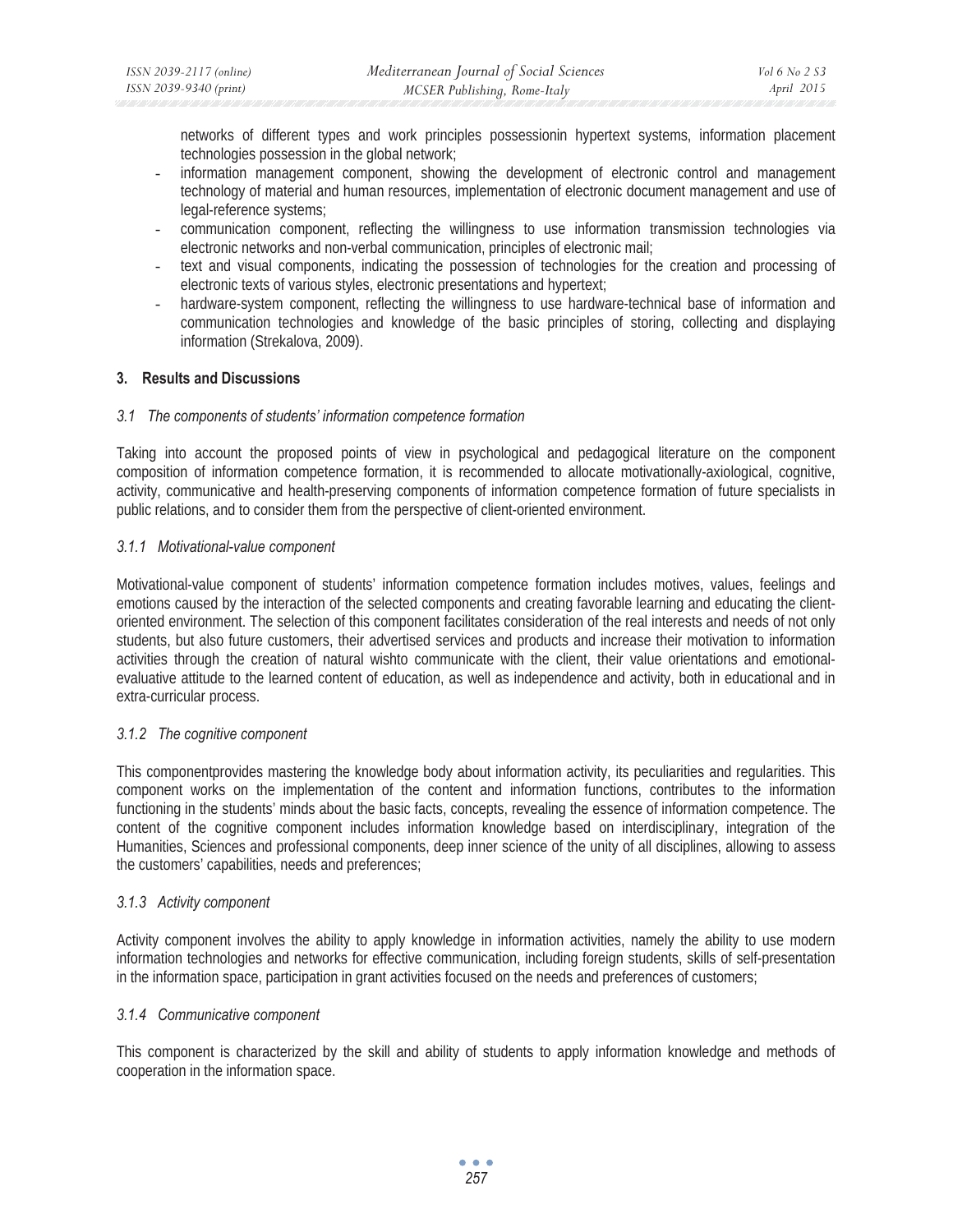networks of different types and work principles possessionin hypertext systems, information placement technologies possession in the global network;

- information management component, showing the development of electronic control and management technology of material and human resources, implementation of electronic document management and use of legal-reference systems;
- communication component, reflecting the willingness to use information transmission technologies via electronic networks and non-verbal communication, principles of electronic mail;
- text and visual components, indicating the possession of technologies for the creation and processing of electronic texts of various styles, electronic presentations and hypertext;
- hardware-system component, reflecting the willingness to use hardware-technical base of information and communication technologies and knowledge of the basic principles of storing, collecting and displaying information (Strekalova, 2009).

## 3. Results and Discussions

### *3.1 The components of students' information competence formation*

Taking into account the proposed points of view in psychological and pedagogical literature on the component composition of information competence formation, it is recommended to allocate motivationally-axiological, cognitive, activity, communicative and health-preserving components of information competence formation of future specialists in public relations, and to consider them from the perspective of client-oriented environment.

#### *3.1.1 Motivational-value component*

Motivational-value component of students' information competence formation includes motives, values, feelings and emotions caused by the interaction of the selected components and creating favorable learning and educating the client-oriented environment. The selection of this component facilitates consideration of the real interests and needs of not only students, but also future customers, their advertised services and products and increase their motivation to information activities through the creation of natural wishto communicate with the client, their value orientations and emotional-evaluative attitude to the learned content of education, as well as independence and activity, both in educational and in extra-curricular process.

#### *3.1.2 The cognitive component*

This componentprovides mastering the knowledge body about information activity, its peculiarities and regularities. This component works on the implementation of the content and information functions, contributes to the information functioning in the students' minds about the basic facts, concepts, revealing the essence of information competence. The content of the cognitive component includes information knowledge based on interdisciplinary, integration of the Humanities, Sciences and professional components, deep inner science of the unity of all disciplines, allowing to assess the customers' capabilities, needs and preferences;

#### *3.1.3 Activity component*

Activity component involves the ability to apply knowledge in information activities, namely the ability to use modern information technologies and networks for effective communication, including foreign students, skills of self-presentation in the information space, participation in grant activities focused on the needs and preferences of customers;

#### *3.1.4 Communicative component*

This component is characterized by the skill and ability of students to apply information knowledge and methods of cooperation in the information space.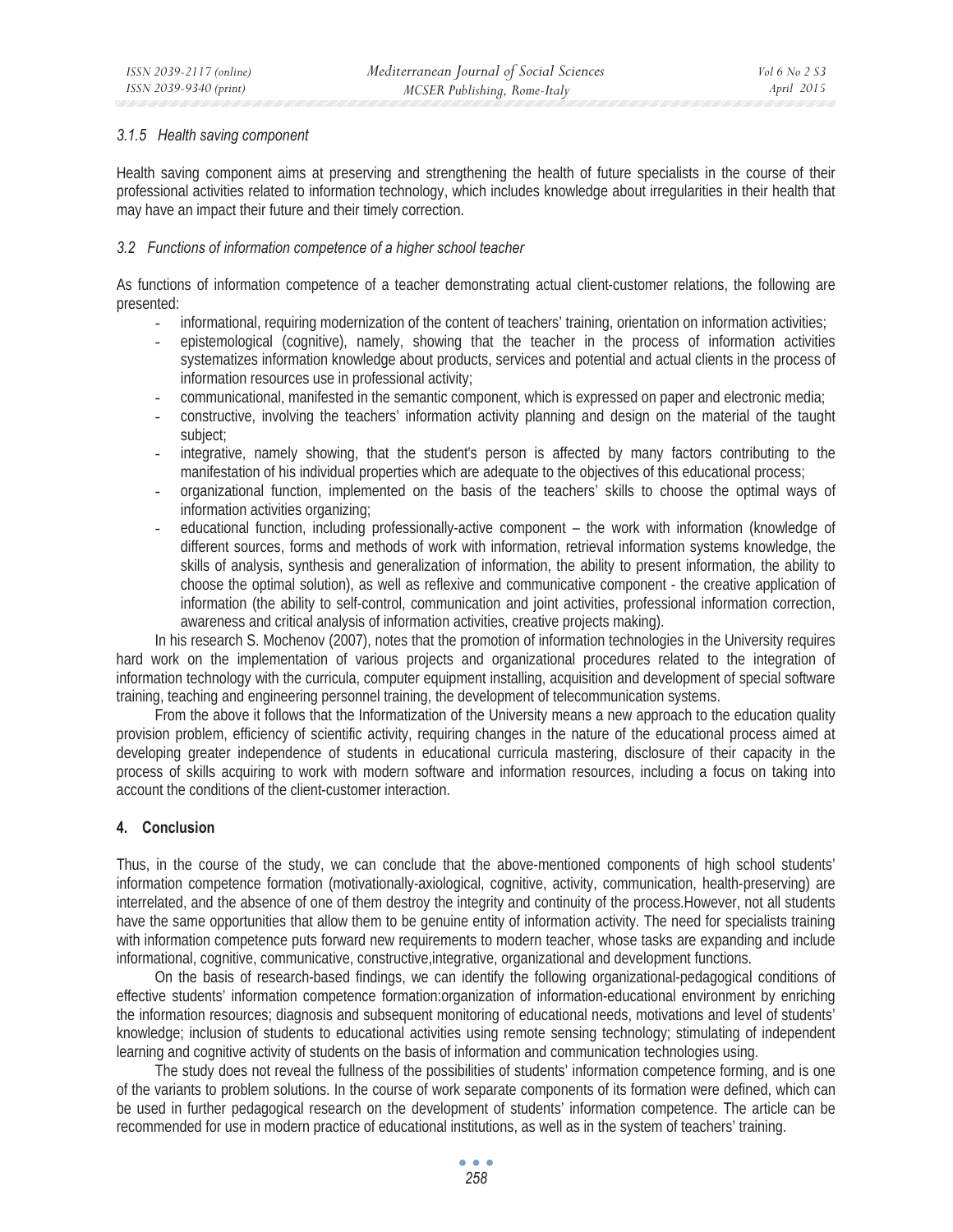#### 3.1.5 Health saving component

Health saving component aims at preserving and strengthening the health of future specialists in the course of their professional activities related to information technology, which includes knowledge about irregularities in their health that may have an impact their future and their timely correction.

### 3.2 Functions of information competence of a higher school teacher

As functions of information competence of a teacher demonstrating actual client-customer relations, the following are presented:

- informational, requiring modernization of the content of teachers' training, orientation on information activities;
- epistemological (cognitive), namely, showing that the teacher in the process of information activities systematizes information knowledge about products, services and potential and actual clients in the process of information resources use in professional activity;
- communicational, manifested in the semantic component, which is expressed on paper and electronic media;
- constructive, involving the teachers' information activity planning and design on the material of the taught subject;
- integrative, namely showing, that the student's person is affected by many factors contributing to the manifestation of his individual properties which are adequate to the objectives of this educational process;
- organizational function, implemented on the basis of the teachers' skills to choose the optimal ways of information activities organizing;
- educational function, including professionally-active component – the work with information (knowledge of different sources, forms and methods of work with information, retrieval information systems knowledge, the skills of analysis, synthesis and generalization of information, the ability to present information, the ability to choose the optimal solution), as well as reflexive and communicative component - the creative application of information (the ability to self-control, communication and joint activities, professional information correction, awareness and critical analysis of information activities, creative projects making).

In his research S. Mochenov (2007), notes that the promotion of information technologies in the University requires hard work on the implementation of various projects and organizational procedures related to the integration of information technology with the curricula, computer equipment installing, acquisition and development of special software training, teaching and engineering personnel training, the development of telecommunication systems.

From the above it follows that the Informatization of the University means a new approach to the education quality provision problem, efficiency of scientific activity, requiring changes in the nature of the educational process aimed at developing greater independence of students in educational curricula mastering, disclosure of their capacity in the process of skills acquiring to work with modern software and information resources, including a focus on taking into account the conditions of the client-customer interaction.

## 4. Conclusion

Thus, in the course of the study, we can conclude that the above-mentioned components of high school students' information competence formation (motivationally-axiological, cognitive, activity, communication, health-preserving) are interrelated, and the absence of one of them destroy the integrity and continuity of the process.However, not all students have the same opportunities that allow them to be genuine entity of information activity. The need for specialists training with information competence puts forward new requirements to modern teacher, whose tasks are expanding and include informational, cognitive, communicative, constructive,integrative, organizational and development functions.

On the basis of research-based findings, we can identify the following organizational-pedagogical conditions of effective students' information competence formation:organization of information-educational environment by enriching the information resources; diagnosis and subsequent monitoring of educational needs, motivations and level of students' knowledge; inclusion of students to educational activities using remote sensing technology; stimulating of independent learning and cognitive activity of students on the basis of information and communication technologies using.

The study does not reveal the fullness of the possibilities of students' information competence forming, and is one of the variants to problem solutions. In the course of work separate components of its formation were defined, which can be used in further pedagogical research on the development of students' information competence. The article can be recommended for use in modern practice of educational institutions, as well as in the system of teachers' training.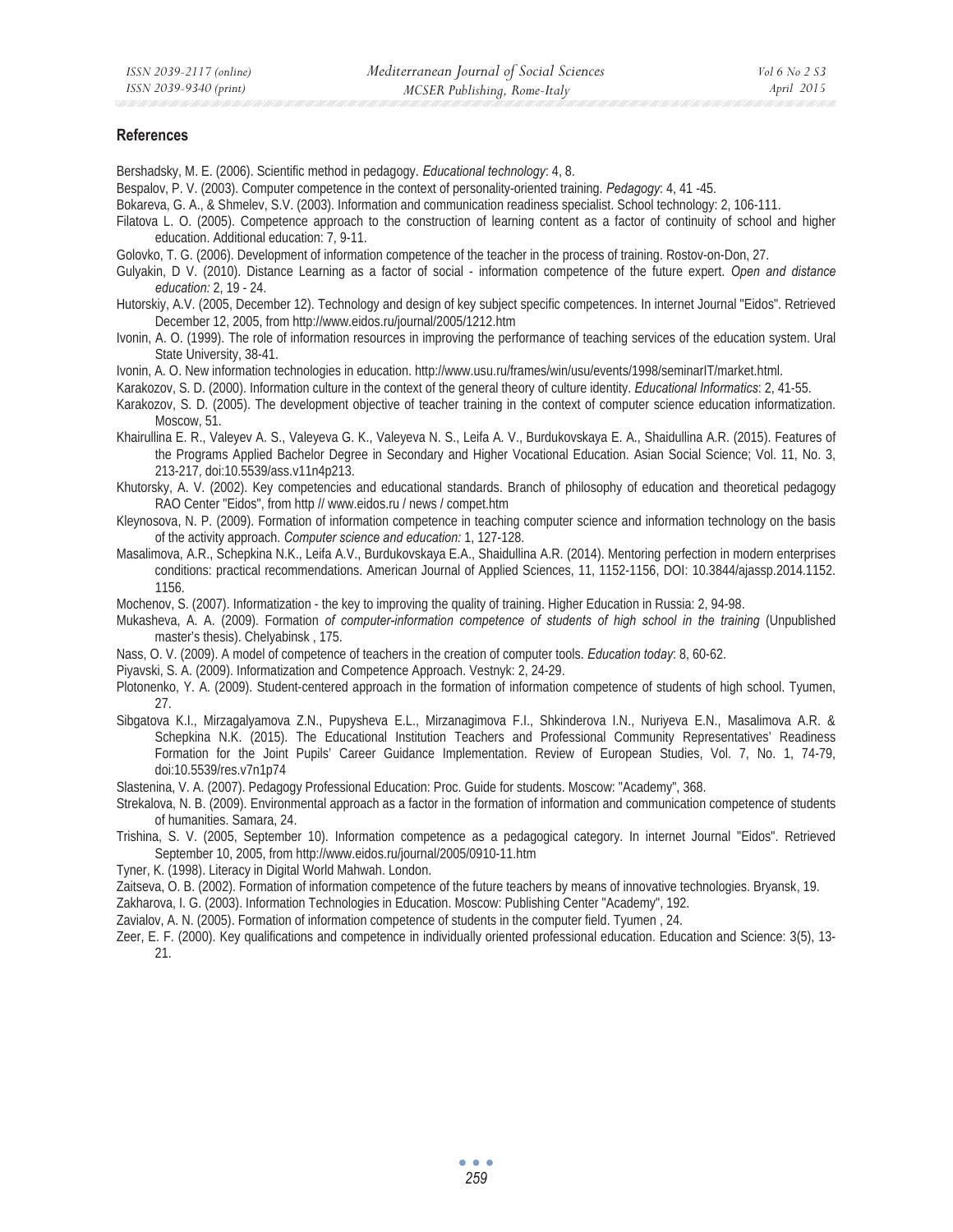### References

Bershadsky, M. E. (2006). Scientific method in pedagogy. *Educational technology*: 4, 8.

Bespalov, P. V. (2003). Computer competence in the context of personality-oriented training. *Pedagogy*: 4, 41 -45.

Bokareva, G. A., & Shmelev, S.V. (2003). Information and communication readiness specialist. School technology: 2, 106-111.

Filatova L. O. (2005). Competence approach to the construction of learning content as a factor of continuity of school and higher education. Additional education: 7, 9-11.

Golovko, T. G. (2006). Development of information competence of the teacher in the process of training. Rostov-on-Don, 27.

Gulyakin, D V. (2010). Distance Learning as a factor of social - information competence of the future expert. *Open and distance education:* 2, 19 - 24.

Hutorskiy, A.V. (2005, December 12). Technology and design of key subject specific competences. In internet Journal "Eidos". Retrieved December 12, 2005, from http://www.eidos.ru/journal/2005/1212.htm

Ivonin, A. O. (1999). The role of information resources in improving the performance of teaching services of the education system. Ural State University, 38-41.

Ivonin, A. O. New information technologies in education. http://www.usu.ru/frames/win/usu/events/1998/seminarIT/market.html.

Karakozov, S. D. (2000). Information culture in the context of the general theory of culture identity. *Educational Informatics*: 2, 41-55.

Karakozov, S. D. (2005). The development objective of teacher training in the context of computer science education informatization. Moscow, 51.

Khairullina E. R., Valeyev A. S., Valeyeva G. K., Valeyeva N. S., Leifa A. V., Burdukovskaya E. A., Shaidullina A.R. (2015). Features of the Programs Applied Bachelor Degree in Secondary and Higher Vocational Education. Asian Social Science; Vol. 11, No. 3, 213-217, doi:10.5539/ass.v11n4p213.

Khutorsky, A. V. (2002). Key competencies and educational standards. Branch of philosophy of education and theoretical pedagogy RAO Center "Eidos", from http // www.eidos.ru / news / compet.htm

Kleynosova, N. P. (2009). Formation of information competence in teaching computer science and information technology on the basis of the activity approach. *Computer science and education:* 1, 127-128.

Masalimova, A.R., Schepkina N.K., Leifa A.V., Burdukovskaya E.A., Shaidullina A.R. (2014). Mentoring perfection in modern enterprises conditions: practical recommendations. American Journal of Applied Sciences, 11, 1152-1156, DOI: 10.3844/ajassp.2014.1152. 1156.

Mochenov, S. (2007). Informatization - the key to improving the quality of training. Higher Education in Russia: 2, 94-98.

Mukasheva, A. A. (2009). Formation *of computer-information competence of students of high school in the training* (Unpublished master's thesis). Chelyabinsk , 175.

Nass, O. V. (2009). A model of competence of teachers in the creation of computer tools. *Education today*: 8, 60-62.

Piyavski, S. A. (2009). Informatization and Competence Approach. Vestnyk: 2, 24-29.

Plotonenko, Y. A. (2009). Student-centered approach in the formation of information competence of students of high school. Tyumen, 27.

Sibgatova K.I., Mirzagalyamova Z.N., Pupysheva E.L., Mirzanagimova F.I., Shkinderova I.N., Nuriyeva E.N., Masalimova A.R. & Schepkina N.K. (2015). The Educational Institution Teachers and Professional Community Representatives' Readiness Formation for the Joint Pupils' Career Guidance Implementation. Review of European Studies, Vol. 7, No. 1, 74-79, doi:10.5539/res.v7n1p74

Slastenina, V. A. (2007). Pedagogy Professional Education: Proc. Guide for students. Moscow: "Academy", 368.

Strekalova, N. B. (2009). Environmental approach as a factor in the formation of information and communication competence of students of humanities. Samara, 24.

Trishina, S. V. (2005, September 10). Information competence as a pedagogical category. In internet Journal "Eidos". Retrieved September 10, 2005, from http://www.eidos.ru/journal/2005/0910-11.htm

Tyner, K. (1998). Literacy in Digital World Mahwah. London.

Zaitseva, O. B. (2002). Formation of information competence of the future teachers by means of innovative technologies. Bryansk, 19.

Zakharova, I. G. (2003). Information Technologies in Education. Moscow: Publishing Center "Academy", 192.

Zavialov, A. N. (2005). Formation of information competence of students in the computer field. Tyumen , 24.

Zeer, E. F. (2000). Key qualifications and competence in individually oriented professional education. Education and Science: 3(5), 13-21.